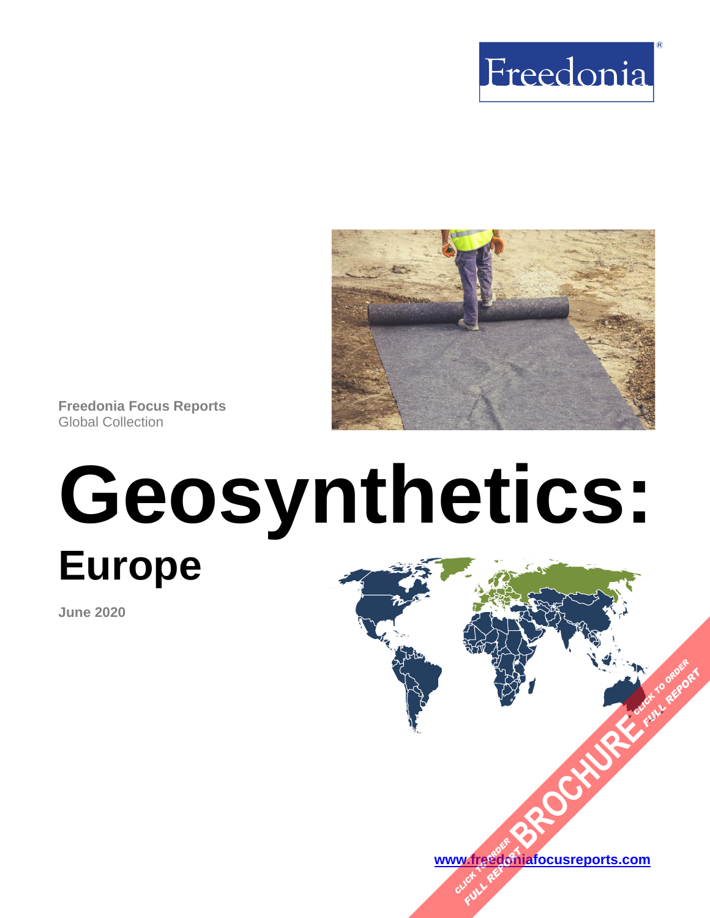Freedonia

Freedonia Focus Reports
Global Collection

# Geosynthetics:

## Europe

June 2020

BROCHURE — CLICK TO ORDER FULL REPORT

[www.freedoniafocusreports.com](http://www.freedoniafocusreports.com)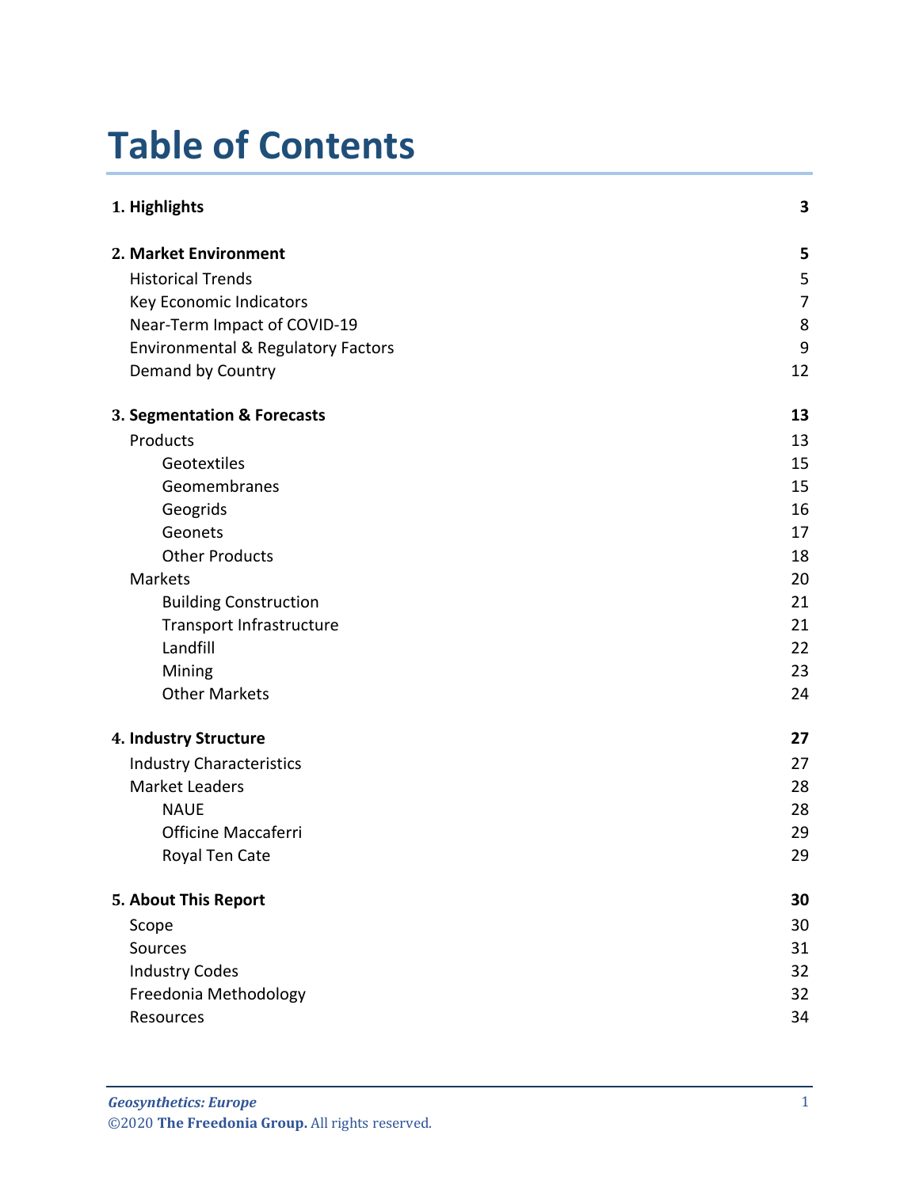# Table of Contents

| | |
|---|---|
| **1. Highlights** | **3** |
| **2. Market Environment** | **5** |
| Historical Trends | 5 |
| Key Economic Indicators | 7 |
| Near-Term Impact of COVID-19 | 8 |
| Environmental & Regulatory Factors | 9 |
| Demand by Country | 12 |
| **3. Segmentation & Forecasts** | **13** |
| Products | 13 |
| Geotextiles | 15 |
| Geomembranes | 15 |
| Geogrids | 16 |
| Geonets | 17 |
| Other Products | 18 |
| Markets | 20 |
| Building Construction | 21 |
| Transport Infrastructure | 21 |
| Landfill | 22 |
| Mining | 23 |
| Other Markets | 24 |
| **4. Industry Structure** | **27** |
| Industry Characteristics | 27 |
| Market Leaders | 28 |
| NAUE | 28 |
| Officine Maccaferri | 29 |
| Royal Ten Cate | 29 |
| **5. About This Report** | **30** |
| Scope | 30 |
| Sources | 31 |
| Industry Codes | 32 |
| Freedonia Methodology | 32 |
| Resources | 34 |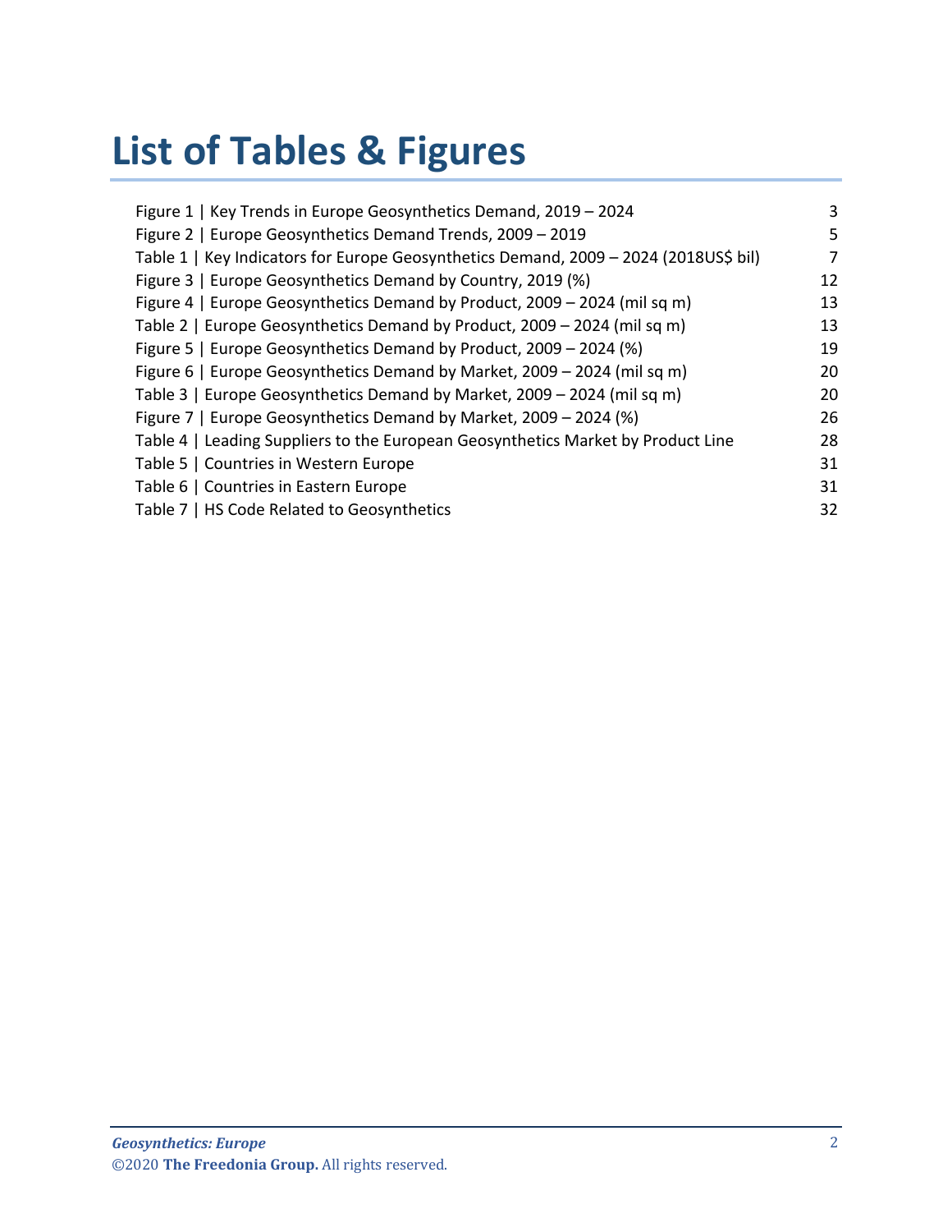# List of Tables & Figures

| | |
|---|---|
| Figure 1 \| Key Trends in Europe Geosynthetics Demand, 2019 – 2024 | 3 |
| Figure 2 \| Europe Geosynthetics Demand Trends, 2009 – 2019 | 5 |
| Table 1 \| Key Indicators for Europe Geosynthetics Demand, 2009 – 2024 (2018US$ bil) | 7 |
| Figure 3 \| Europe Geosynthetics Demand by Country, 2019 (%) | 12 |
| Figure 4 \| Europe Geosynthetics Demand by Product, 2009 – 2024 (mil sq m) | 13 |
| Table 2 \| Europe Geosynthetics Demand by Product, 2009 – 2024 (mil sq m) | 13 |
| Figure 5 \| Europe Geosynthetics Demand by Product, 2009 – 2024 (%) | 19 |
| Figure 6 \| Europe Geosynthetics Demand by Market, 2009 – 2024 (mil sq m) | 20 |
| Table 3 \| Europe Geosynthetics Demand by Market, 2009 – 2024 (mil sq m) | 20 |
| Figure 7 \| Europe Geosynthetics Demand by Market, 2009 – 2024 (%) | 26 |
| Table 4 \| Leading Suppliers to the European Geosynthetics Market by Product Line | 28 |
| Table 5 \| Countries in Western Europe | 31 |
| Table 6 \| Countries in Eastern Europe | 31 |
| Table 7 \| HS Code Related to Geosynthetics | 32 |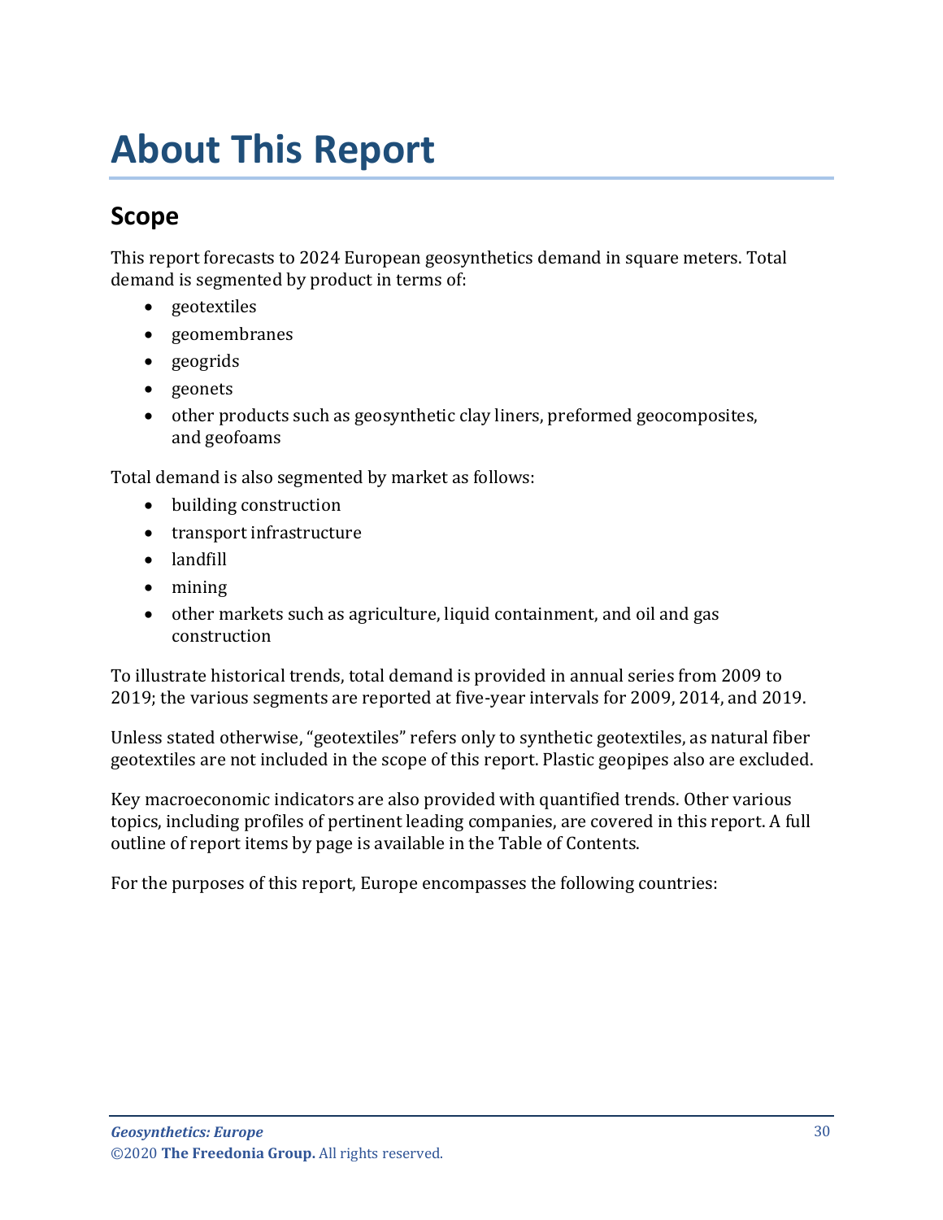# About This Report

## Scope

This report forecasts to 2024 European geosynthetics demand in square meters. Total demand is segmented by product in terms of:

- geotextiles
- geomembranes
- geogrids
- geonets
- other products such as geosynthetic clay liners, preformed geocomposites, and geofoams

Total demand is also segmented by market as follows:

- building construction
- transport infrastructure
- landfill
- mining
- other markets such as agriculture, liquid containment, and oil and gas construction

To illustrate historical trends, total demand is provided in annual series from 2009 to 2019; the various segments are reported at five-year intervals for 2009, 2014, and 2019.

Unless stated otherwise, "geotextiles" refers only to synthetic geotextiles, as natural fiber geotextiles are not included in the scope of this report. Plastic geopipes also are excluded.

Key macroeconomic indicators are also provided with quantified trends. Other various topics, including profiles of pertinent leading companies, are covered in this report. A full outline of report items by page is available in the Table of Contents.

For the purposes of this report, Europe encompasses the following countries: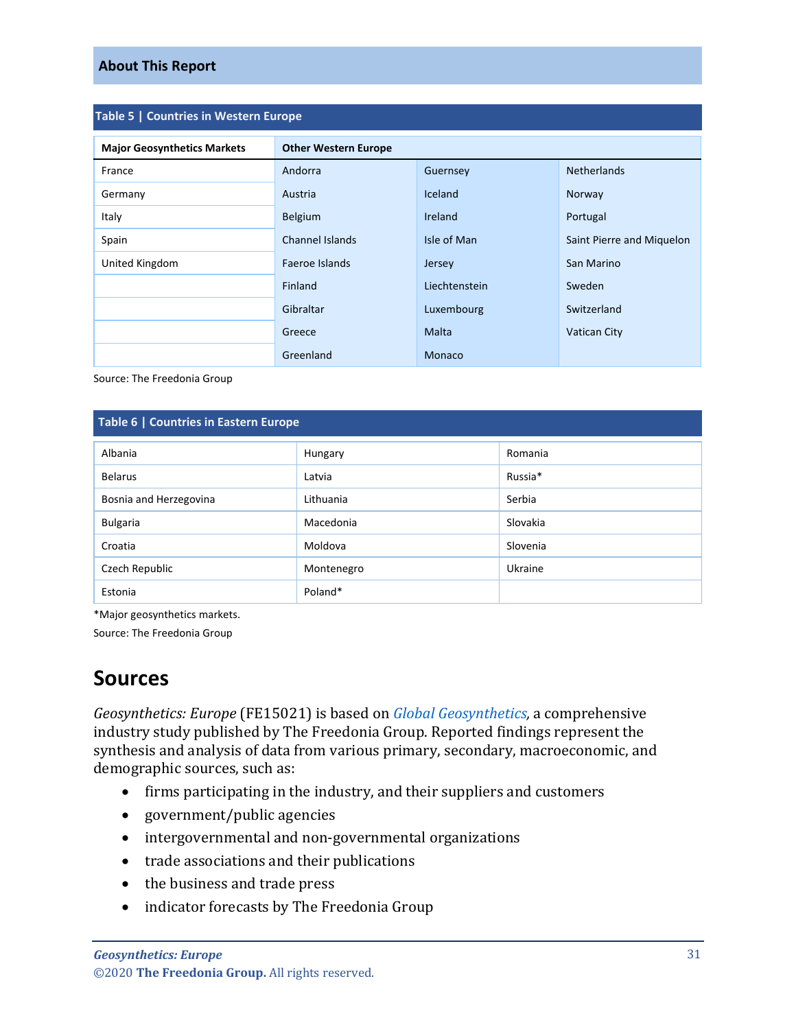## About This Report

**Table 5 | Countries in Western Europe**

| Major Geosynthetics Markets | Other Western Europe | | |
|---|---|---|---|
| France | Andorra | Guernsey | Netherlands |
| Germany | Austria | Iceland | Norway |
| Italy | Belgium | Ireland | Portugal |
| Spain | Channel Islands | Isle of Man | Saint Pierre and Miquelon |
| United Kingdom | Faeroe Islands | Jersey | San Marino |
| | Finland | Liechtenstein | Sweden |
| | Gibraltar | Luxembourg | Switzerland |
| | Greece | Malta | Vatican City |
| | Greenland | Monaco | |

Source: The Freedonia Group

**Table 6 | Countries in Eastern Europe**

| | | |
|---|---|---|
| Albania | Hungary | Romania |
| Belarus | Latvia | Russia* |
| Bosnia and Herzegovina | Lithuania | Serbia |
| Bulgaria | Macedonia | Slovakia |
| Croatia | Moldova | Slovenia |
| Czech Republic | Montenegro | Ukraine |
| Estonia | Poland* | |

*Major geosynthetics markets.

Source: The Freedonia Group

# Sources

*Geosynthetics: Europe* (FE15021) is based on *Global Geosynthetics*, a comprehensive industry study published by The Freedonia Group. Reported findings represent the synthesis and analysis of data from various primary, secondary, macroeconomic, and demographic sources, such as:

- firms participating in the industry, and their suppliers and customers
- government/public agencies
- intergovernmental and non-governmental organizations
- trade associations and their publications
- the business and trade press
- indicator forecasts by The Freedonia Group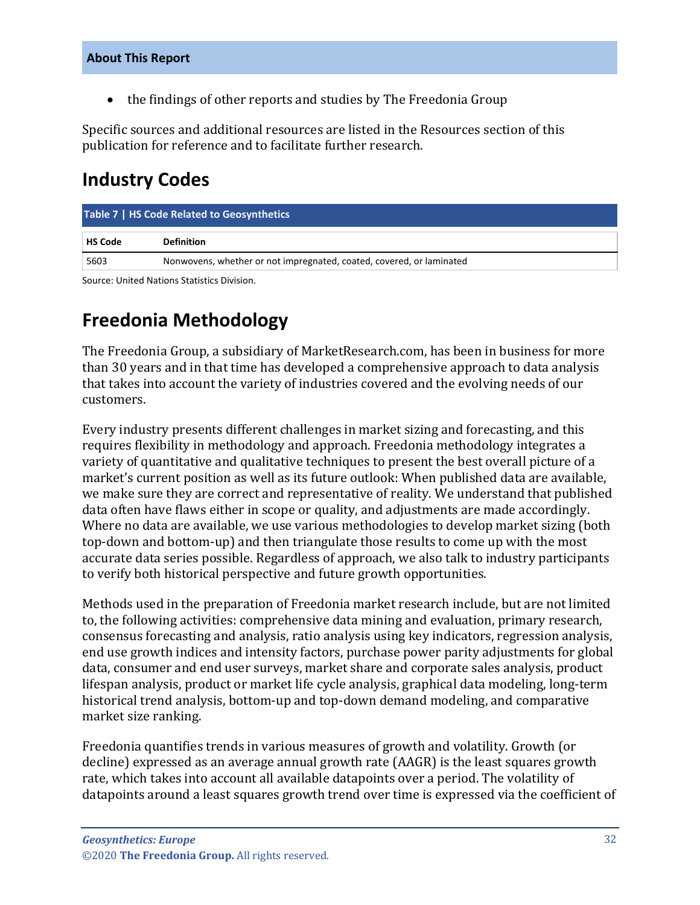- the findings of other reports and studies by The Freedonia Group

Specific sources and additional resources are listed in the Resources section of this publication for reference and to facilitate further research.

## Industry Codes

**Table 7 | HS Code Related to Geosynthetics**

| HS Code | Definition |
|---|---|
| 5603 | Nonwovens, whether or not impregnated, coated, covered, or laminated |

Source: United Nations Statistics Division.

## Freedonia Methodology

The Freedonia Group, a subsidiary of MarketResearch.com, has been in business for more than 30 years and in that time has developed a comprehensive approach to data analysis that takes into account the variety of industries covered and the evolving needs of our customers.

Every industry presents different challenges in market sizing and forecasting, and this requires flexibility in methodology and approach. Freedonia methodology integrates a variety of quantitative and qualitative techniques to present the best overall picture of a market's current position as well as its future outlook: When published data are available, we make sure they are correct and representative of reality. We understand that published data often have flaws either in scope or quality, and adjustments are made accordingly. Where no data are available, we use various methodologies to develop market sizing (both top-down and bottom-up) and then triangulate those results to come up with the most accurate data series possible. Regardless of approach, we also talk to industry participants to verify both historical perspective and future growth opportunities.

Methods used in the preparation of Freedonia market research include, but are not limited to, the following activities: comprehensive data mining and evaluation, primary research, consensus forecasting and analysis, ratio analysis using key indicators, regression analysis, end use growth indices and intensity factors, purchase power parity adjustments for global data, consumer and end user surveys, market share and corporate sales analysis, product lifespan analysis, product or market life cycle analysis, graphical data modeling, long-term historical trend analysis, bottom-up and top-down demand modeling, and comparative market size ranking.

Freedonia quantifies trends in various measures of growth and volatility. Growth (or decline) expressed as an average annual growth rate (AAGR) is the least squares growth rate, which takes into account all available datapoints over a period. The volatility of datapoints around a least squares growth trend over time is expressed via the coefficient of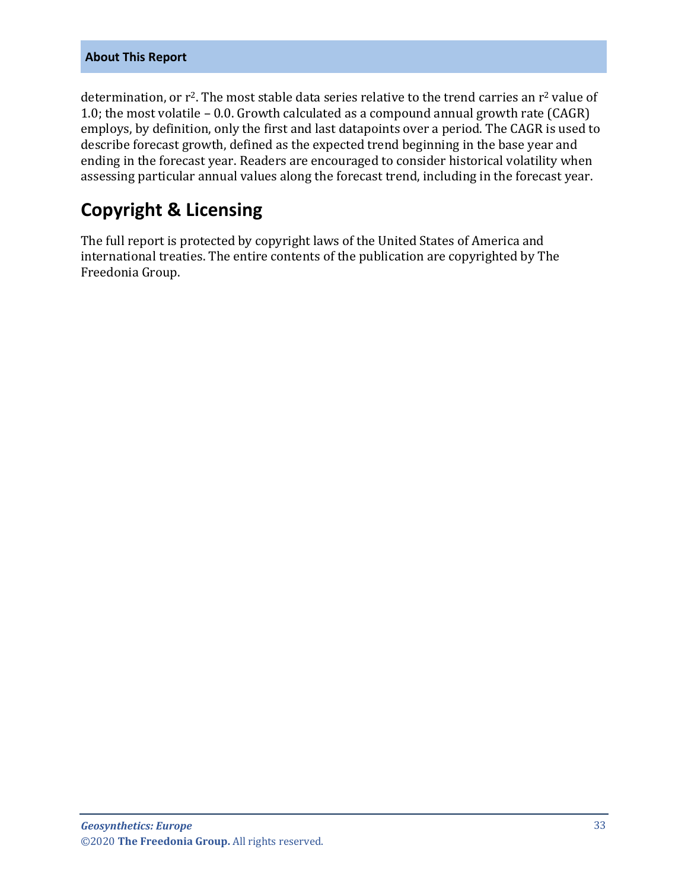determination, or $r^2$. The most stable data series relative to the trend carries an $r^2$ value of 1.0; the most volatile – 0.0. Growth calculated as a compound annual growth rate (CAGR) employs, by definition, only the first and last datapoints over a period. The CAGR is used to describe forecast growth, defined as the expected trend beginning in the base year and ending in the forecast year. Readers are encouraged to consider historical volatility when assessing particular annual values along the forecast trend, including in the forecast year.

## Copyright & Licensing

The full report is protected by copyright laws of the United States of America and international treaties. The entire contents of the publication are copyrighted by The Freedonia Group.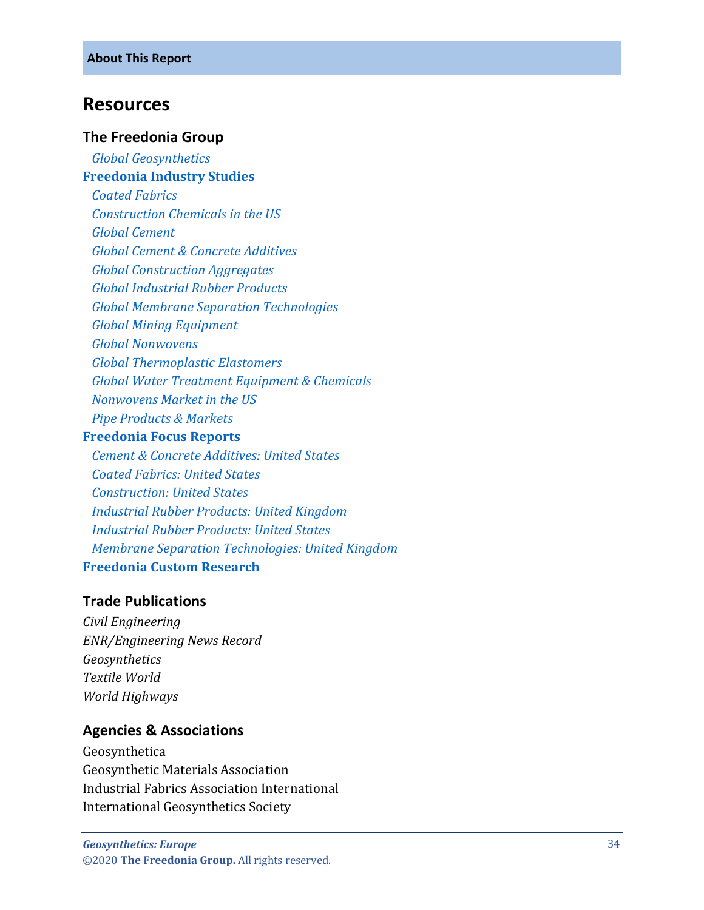About This Report

# Resources

### The Freedonia Group

*Global Geosynthetics*

**Freedonia Industry Studies**

*Coated Fabrics*
*Construction Chemicals in the US*
*Global Cement*
*Global Cement & Concrete Additives*
*Global Construction Aggregates*
*Global Industrial Rubber Products*
*Global Membrane Separation Technologies*
*Global Mining Equipment*
*Global Nonwovens*
*Global Thermoplastic Elastomers*
*Global Water Treatment Equipment & Chemicals*
*Nonwovens Market in the US*
*Pipe Products & Markets*

**Freedonia Focus Reports**

*Cement & Concrete Additives: United States*
*Coated Fabrics: United States*
*Construction: United States*
*Industrial Rubber Products: United Kingdom*
*Industrial Rubber Products: United States*
*Membrane Separation Technologies: United Kingdom*

**Freedonia Custom Research**

### Trade Publications

*Civil Engineering*
*ENR/Engineering News Record*
*Geosynthetics*
*Textile World*
*World Highways*

### Agencies & Associations

Geosynthetica
Geosynthetic Materials Association
Industrial Fabrics Association International
International Geosynthetics Society